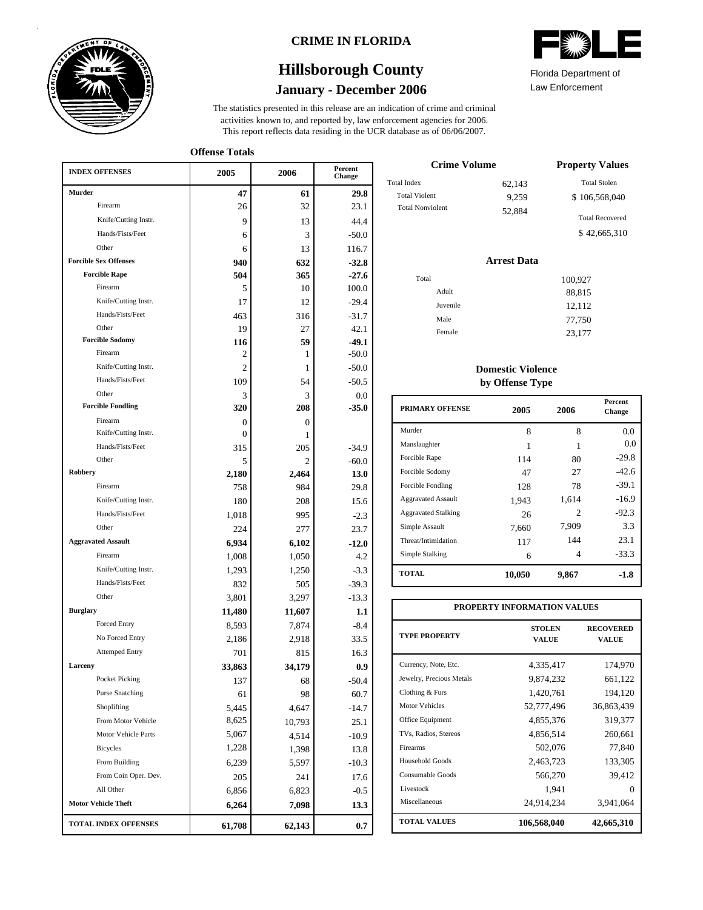CRIME IN FLORIDA

# Hillsborough County

## January - December 2006

Florida Department of Law Enforcement

The statistics presented in this release are an indication of crime and criminal activities known to, and reported by, law enforcement agencies for 2006. This report reflects data residing in the UCR database as of 06/06/2007.

### Offense Totals

| INDEX OFFENSES | 2005 | 2006 | Percent Change |
|---|---|---|---|
| **Murder** | **47** | **61** | **29.8** |
| Firearm | 26 | 32 | 23.1 |
| Knife/Cutting Instr. | 9 | 13 | 44.4 |
| Hands/Fists/Feet | 6 | 3 | -50.0 |
| Other | 6 | 13 | 116.7 |
| **Forcible Sex Offenses** | **940** | **632** | **-32.8** |
| **Forcible Rape** | **504** | **365** | **-27.6** |
| Firearm | 5 | 10 | 100.0 |
| Knife/Cutting Instr. | 17 | 12 | -29.4 |
| Hands/Fists/Feet | 463 | 316 | -31.7 |
| Other | 19 | 27 | 42.1 |
| **Forcible Sodomy** | **116** | **59** | **-49.1** |
| Firearm | 2 | 1 | -50.0 |
| Knife/Cutting Instr. | 2 | 1 | -50.0 |
| Hands/Fists/Feet | 109 | 54 | -50.5 |
| Other | 3 | 3 | 0.0 |
| **Forcible Fondling** | **320** | **208** | **-35.0** |
| Firearm | 0 | 0 | |
| Knife/Cutting Instr. | 0 | 1 | |
| Hands/Fists/Feet | 315 | 205 | -34.9 |
| Other | 5 | 2 | -60.0 |
| **Robbery** | **2,180** | **2,464** | **13.0** |
| Firearm | 758 | 984 | 29.8 |
| Knife/Cutting Instr. | 180 | 208 | 15.6 |
| Hands/Fists/Feet | 1,018 | 995 | -2.3 |
| Other | 224 | 277 | 23.7 |
| **Aggravated Assault** | **6,934** | **6,102** | **-12.0** |
| Firearm | 1,008 | 1,050 | 4.2 |
| Knife/Cutting Instr. | 1,293 | 1,250 | -3.3 |
| Hands/Fists/Feet | 832 | 505 | -39.3 |
| Other | 3,801 | 3,297 | -13.3 |
| **Burglary** | **11,480** | **11,607** | **1.1** |
| Forced Entry | 8,593 | 7,874 | -8.4 |
| No Forced Entry | 2,186 | 2,918 | 33.5 |
| Attemped Entry | 701 | 815 | 16.3 |
| **Larceny** | **33,863** | **34,179** | **0.9** |
| Pocket Picking | 137 | 68 | -50.4 |
| Purse Snatching | 61 | 98 | 60.7 |
| Shoplifting | 5,445 | 4,647 | -14.7 |
| From Motor Vehicle | 8,625 | 10,793 | 25.1 |
| Motor Vehicle Parts | 5,067 | 4,514 | -10.9 |
| Bicycles | 1,228 | 1,398 | 13.8 |
| From Building | 6,239 | 5,597 | -10.3 |
| From Coin Oper. Dev. | 205 | 241 | 17.6 |
| All Other | 6,856 | 6,823 | -0.5 |
| **Motor Vehicle Theft** | **6,264** | **7,098** | **13.3** |
| **TOTAL INDEX OFFENSES** | **61,708** | **62,143** | **0.7** |

### Crime Volume

| | |
|---|---|
| Total Index | 62,143 |
| Total Violent | 9,259 |
| Total Nonviolent | 52,884 |

### Property Values

| | |
|---|---|
| Total Stolen | $ 106,568,040 |
| Total Recovered | $ 42,665,310 |

### Arrest Data

| | |
|---|---|
| Total | 100,927 |
| Adult | 88,815 |
| Juvenile | 12,112 |
| Male | 77,750 |
| Female | 23,177 |

### Domestic Violence by Offense Type

| PRIMARY OFFENSE | 2005 | 2006 | Percent Change |
|---|---|---|---|
| Murder | 8 | 8 | 0.0 |
| Manslaughter | 1 | 1 | 0.0 |
| Forcible Rape | 114 | 80 | -29.8 |
| Forcible Sodomy | 47 | 27 | -42.6 |
| Forcible Fondling | 128 | 78 | -39.1 |
| Aggravated Assault | 1,943 | 1,614 | -16.9 |
| Aggravated Stalking | 26 | 2 | -92.3 |
| Simple Assault | 7,660 | 7,909 | 3.3 |
| Threat/Intimidation | 117 | 144 | 23.1 |
| Simple Stalking | 6 | 4 | -33.3 |
| **TOTAL** | **10,050** | **9,867** | **-1.8** |

### PROPERTY INFORMATION VALUES

| TYPE PROPERTY | STOLEN VALUE | RECOVERED VALUE |
|---|---|---|
| Currency, Note, Etc. | 4,335,417 | 174,970 |
| Jewelry, Precious Metals | 9,874,232 | 661,122 |
| Clothing & Furs | 1,420,761 | 194,120 |
| Motor Vehicles | 52,777,496 | 36,863,439 |
| Office Equipment | 4,855,376 | 319,377 |
| TVs, Radios, Stereos | 4,856,514 | 260,661 |
| Firearms | 502,076 | 77,840 |
| Household Goods | 2,463,723 | 133,305 |
| Consumable Goods | 566,270 | 39,412 |
| Livestock | 1,941 | 0 |
| Miscellaneous | 24,914,234 | 3,941,064 |
| **TOTAL VALUES** | **106,568,040** | **42,665,310** |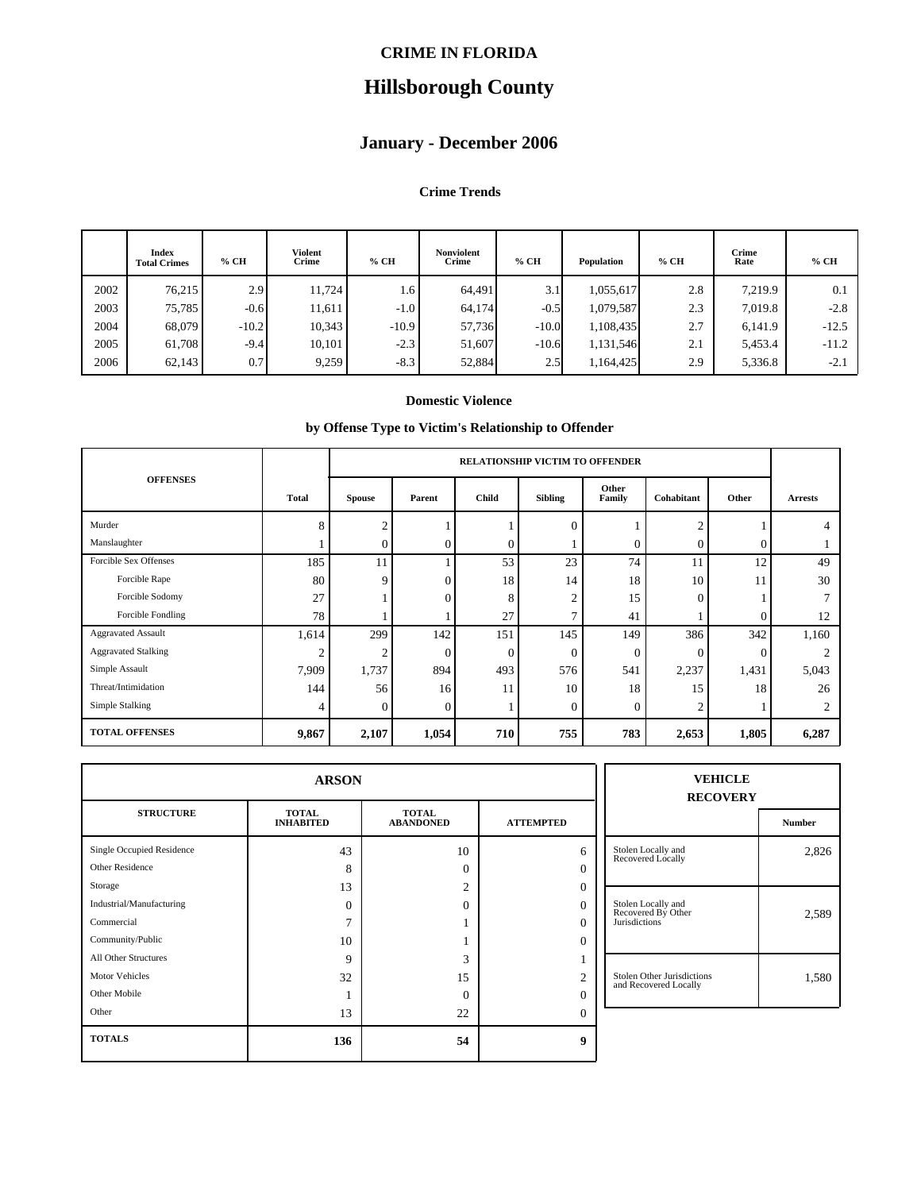**CRIME IN FLORIDA**

# Hillsborough County

## January - December 2006

### Crime Trends

| | Index Total Crimes | % CH | Violent Crime | % CH | Nonviolent Crime | % CH | Population | % CH | Crime Rate | % CH |
|---|---|---|---|---|---|---|---|---|---|---|
| 2002 | 76,215 | 2.9 | 11,724 | 1.6 | 64,491 | 3.1 | 1,055,617 | 2.8 | 7,219.9 | 0.1 |
| 2003 | 75,785 | -0.6 | 11,611 | -1.0 | 64,174 | -0.5 | 1,079,587 | 2.3 | 7,019.8 | -2.8 |
| 2004 | 68,079 | -10.2 | 10,343 | -10.9 | 57,736 | -10.0 | 1,108,435 | 2.7 | 6,141.9 | -12.5 |
| 2005 | 61,708 | -9.4 | 10,101 | -2.3 | 51,607 | -10.6 | 1,131,546 | 2.1 | 5,453.4 | -11.2 |
| 2006 | 62,143 | 0.7 | 9,259 | -8.3 | 52,884 | 2.5 | 1,164,425 | 2.9 | 5,336.8 | -2.1 |

### Domestic Violence

### by Offense Type to Victim's Relationship to Offender

| OFFENSES | | RELATIONSHIP VICTIM TO OFFENDER | | | | | | | |
|---|---|---|---|---|---|---|---|---|---|
| | Total | Spouse | Parent | Child | Sibling | Other Family | Cohabitant | Other | Arrests |
| Murder | 8 | 2 | 1 | 1 | 0 | 1 | 2 | 1 | 4 |
| Manslaughter | 1 | 0 | 0 | 0 | 1 | 0 | 0 | 0 | 1 |
| Forcible Sex Offenses | 185 | 11 | 1 | 53 | 23 | 74 | 11 | 12 | 49 |
| Forcible Rape | 80 | 9 | 0 | 18 | 14 | 18 | 10 | 11 | 30 |
| Forcible Sodomy | 27 | 1 | 0 | 8 | 2 | 15 | 0 | 1 | 7 |
| Forcible Fondling | 78 | 1 | 1 | 27 | 7 | 41 | 1 | 0 | 12 |
| Aggravated Assault | 1,614 | 299 | 142 | 151 | 145 | 149 | 386 | 342 | 1,160 |
| Aggravated Stalking | 2 | 2 | 0 | 0 | 0 | 0 | 0 | 0 | 2 |
| Simple Assault | 7,909 | 1,737 | 894 | 493 | 576 | 541 | 2,237 | 1,431 | 5,043 |
| Threat/Intimidation | 144 | 56 | 16 | 11 | 10 | 18 | 15 | 18 | 26 |
| Simple Stalking | 4 | 0 | 0 | 1 | 0 | 0 | 2 | 1 | 2 |
| **TOTAL OFFENSES** | **9,867** | **2,107** | **1,054** | **710** | **755** | **783** | **2,653** | **1,805** | **6,287** |

### ARSON

| STRUCTURE | TOTAL INHABITED | TOTAL ABANDONED | ATTEMPTED |
|---|---|---|---|
| Single Occupied Residence | 43 | 10 | 6 |
| Other Residence | 8 | 0 | 0 |
| Storage | 13 | 2 | 0 |
| Industrial/Manufacturing | 0 | 0 | 0 |
| Commercial | 7 | 1 | 0 |
| Community/Public | 10 | 1 | 0 |
| All Other Structures | 9 | 3 | 1 |
| Motor Vehicles | 32 | 15 | 2 |
| Other Mobile | 1 | 0 | 0 |
| Other | 13 | 22 | 0 |
| **TOTALS** | **136** | **54** | **9** |

### VEHICLE RECOVERY

| | Number |
|---|---|
| Stolen Locally and Recovered Locally | 2,826 |
| Stolen Locally and Recovered By Other Jurisdictions | 2,589 |
| Stolen Other Jurisdictions and Recovered Locally | 1,580 |